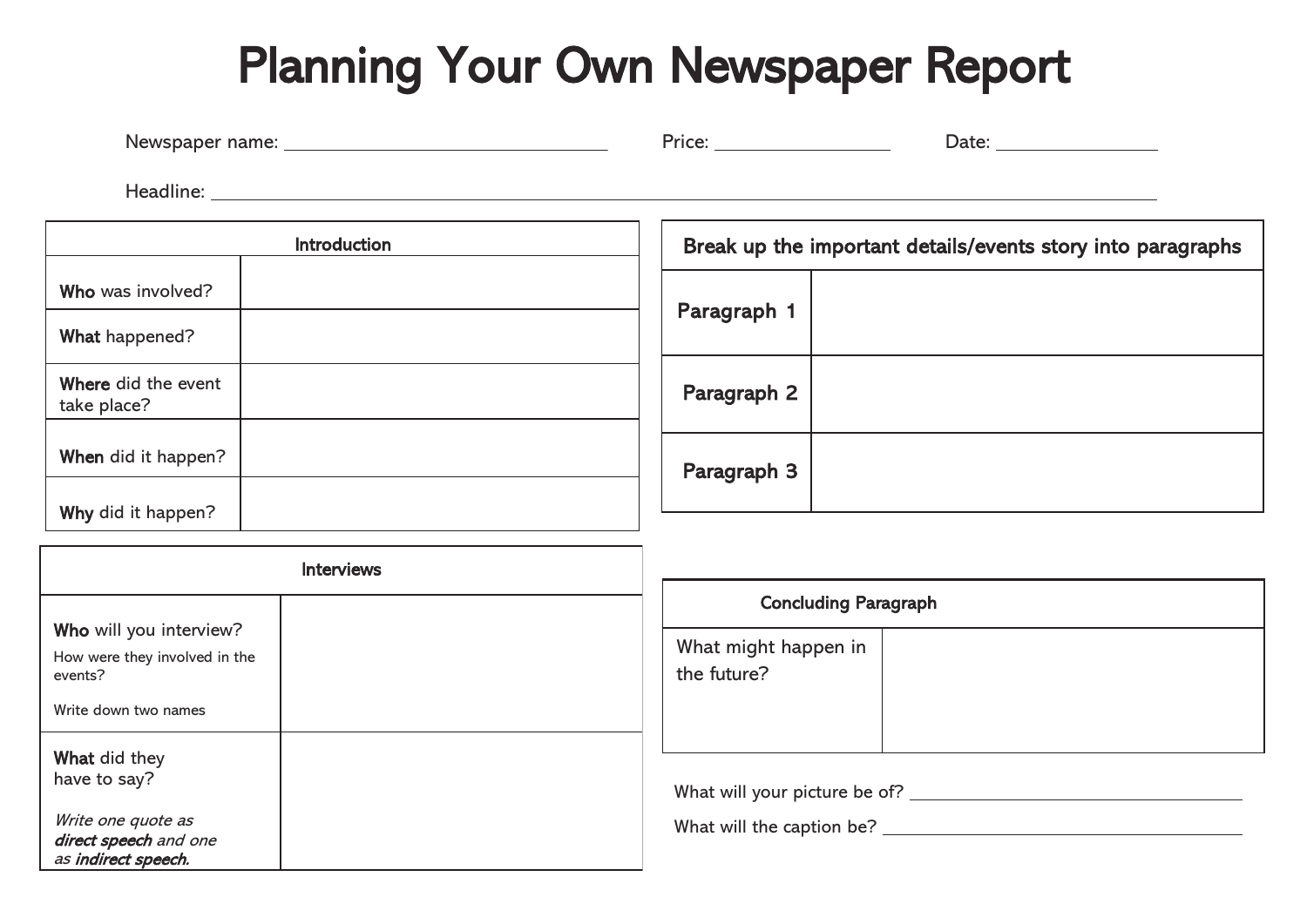# Planning Your Own Newspaper Report

Newspaper name: ______________________________ Price: ______________ Date: ______________

Headline: ____________________________________________________________________________

| Introduction | |
|---|---|
| **Who** was involved? | |
| **What** happened? | |
| **Where** did the event take place? | |
| **When** did it happen? | |
| **Why** did it happen? | |

| Break up the important details/events story into paragraphs | |
|---|---|
| **Paragraph 1** | |
| **Paragraph 2** | |
| **Paragraph 3** | |

| Interviews | |
|---|---|
| **Who** will you interview?<br>How were they involved in the events?<br>Write down two names | |
| **What** did they have to say?<br>*Write one quote as **direct speech** and one as **indirect speech.*** | |

| Concluding Paragraph | |
|---|---|
| What might happen in the future? | |

What will your picture be of? ______________________________

What will the caption be? ______________________________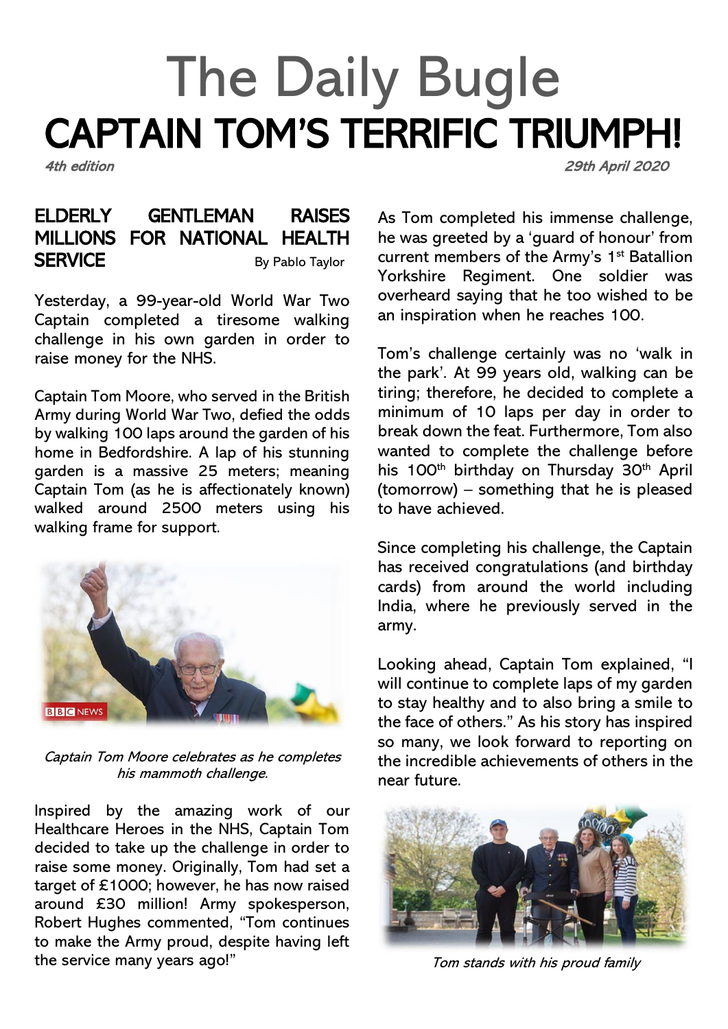# The Daily Bugle

# CAPTAIN TOM'S TERRIFIC TRIUMPH!

*4th edition* *29th April 2020*

## ELDERLY GENTLEMAN RAISES MILLIONS FOR NATIONAL HEALTH SERVICE

By Pablo Taylor

Yesterday, a 99-year-old World War Two Captain completed a tiresome walking challenge in his own garden in order to raise money for the NHS.

Captain Tom Moore, who served in the British Army during World War Two, defied the odds by walking 100 laps around the garden of his home in Bedfordshire. A lap of his stunning garden is a massive 25 meters; meaning Captain Tom (as he is affectionately known) walked around 2500 meters using his walking frame for support.

*Captain Tom Moore celebrates as he completes his mammoth challenge.*

Inspired by the amazing work of our Healthcare Heroes in the NHS, Captain Tom decided to take up the challenge in order to raise some money. Originally, Tom had set a target of £1000; however, he has now raised around £30 million! Army spokesperson, Robert Hughes commented, "Tom continues to make the Army proud, despite having left the service many years ago!"

As Tom completed his immense challenge, he was greeted by a 'guard of honour' from current members of the Army's 1st Batallion Yorkshire Regiment. One soldier was overheard saying that he too wished to be an inspiration when he reaches 100.

Tom's challenge certainly was no 'walk in the park'. At 99 years old, walking can be tiring; therefore, he decided to complete a minimum of 10 laps per day in order to break down the feat. Furthermore, Tom also wanted to complete the challenge before his 100th birthday on Thursday 30th April (tomorrow) – something that he is pleased to have achieved.

Since completing his challenge, the Captain has received congratulations (and birthday cards) from around the world including India, where he previously served in the army.

Looking ahead, Captain Tom explained, "I will continue to complete laps of my garden to stay healthy and to also bring a smile to the face of others." As his story has inspired so many, we look forward to reporting on the incredible achievements of others in the near future.

*Tom stands with his proud family*